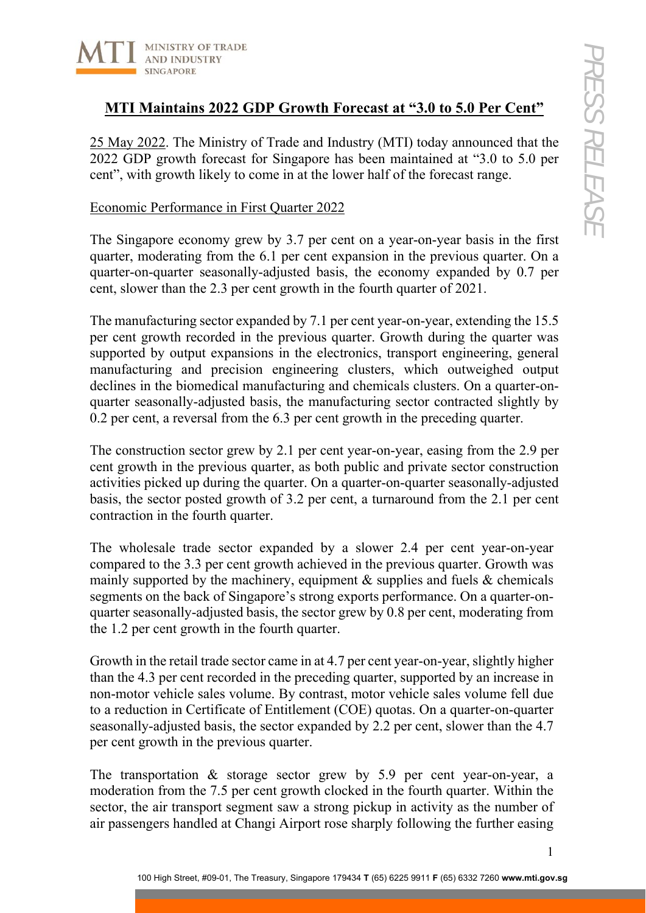# MTI Maintains 2022 GDP Growth Forecast at "3.0 to 5.0 Per Cent"

25 May 2022. The Ministry of Trade and Industry (MTI) today announced that the 2022 GDP growth forecast for Singapore has been maintained at "3.0 to 5.0 per cent", with growth likely to come in at the lower half of the forecast range.

## Economic Performance in First Quarter 2022

The Singapore economy grew by 3.7 per cent on a year-on-year basis in the first quarter, moderating from the 6.1 per cent expansion in the previous quarter. On a quarter-on-quarter seasonally-adjusted basis, the economy expanded by 0.7 per cent, slower than the 2.3 per cent growth in the fourth quarter of 2021.

The manufacturing sector expanded by 7.1 per cent year-on-year, extending the 15.5 per cent growth recorded in the previous quarter. Growth during the quarter was supported by output expansions in the electronics, transport engineering, general manufacturing and precision engineering clusters, which outweighed output declines in the biomedical manufacturing and chemicals clusters. On a quarter-on-quarter seasonally-adjusted basis, the manufacturing sector contracted slightly by 0.2 per cent, a reversal from the 6.3 per cent growth in the preceding quarter.

The construction sector grew by 2.1 per cent year-on-year, easing from the 2.9 per cent growth in the previous quarter, as both public and private sector construction activities picked up during the quarter. On a quarter-on-quarter seasonally-adjusted basis, the sector posted growth of 3.2 per cent, a turnaround from the 2.1 per cent contraction in the fourth quarter.

The wholesale trade sector expanded by a slower 2.4 per cent year-on-year compared to the 3.3 per cent growth achieved in the previous quarter. Growth was mainly supported by the machinery, equipment & supplies and fuels & chemicals segments on the back of Singapore's strong exports performance. On a quarter-on-quarter seasonally-adjusted basis, the sector grew by 0.8 per cent, moderating from the 1.2 per cent growth in the fourth quarter.

Growth in the retail trade sector came in at 4.7 per cent year-on-year, slightly higher than the 4.3 per cent recorded in the preceding quarter, supported by an increase in non-motor vehicle sales volume. By contrast, motor vehicle sales volume fell due to a reduction in Certificate of Entitlement (COE) quotas. On a quarter-on-quarter seasonally-adjusted basis, the sector expanded by 2.2 per cent, slower than the 4.7 per cent growth in the previous quarter.

The transportation & storage sector grew by 5.9 per cent year-on-year, a moderation from the 7.5 per cent growth clocked in the fourth quarter. Within the sector, the air transport segment saw a strong pickup in activity as the number of air passengers handled at Changi Airport rose sharply following the further easing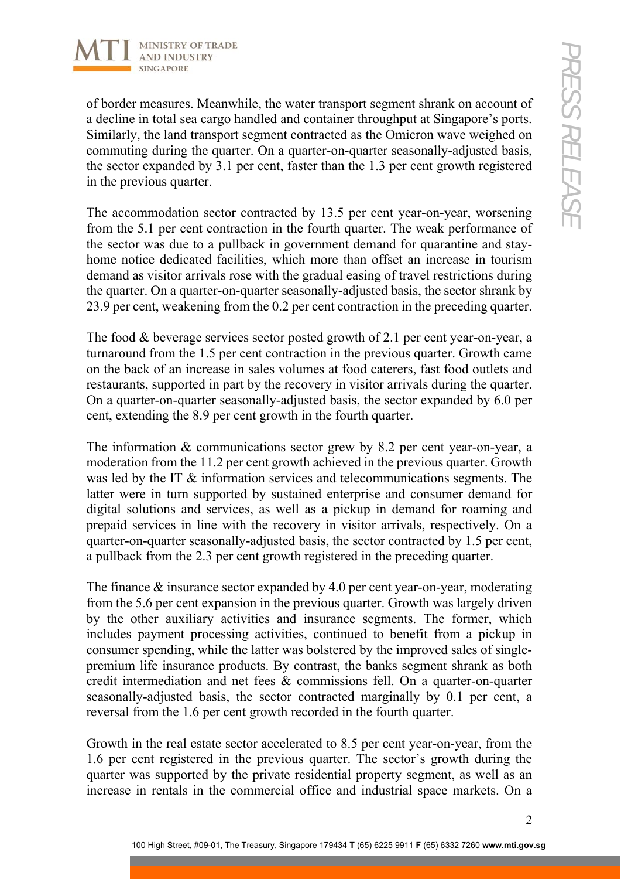of border measures. Meanwhile, the water transport segment shrank on account of a decline in total sea cargo handled and container throughput at Singapore's ports. Similarly, the land transport segment contracted as the Omicron wave weighed on commuting during the quarter. On a quarter-on-quarter seasonally-adjusted basis, the sector expanded by 3.1 per cent, faster than the 1.3 per cent growth registered in the previous quarter.

The accommodation sector contracted by 13.5 per cent year-on-year, worsening from the 5.1 per cent contraction in the fourth quarter. The weak performance of the sector was due to a pullback in government demand for quarantine and stay-home notice dedicated facilities, which more than offset an increase in tourism demand as visitor arrivals rose with the gradual easing of travel restrictions during the quarter. On a quarter-on-quarter seasonally-adjusted basis, the sector shrank by 23.9 per cent, weakening from the 0.2 per cent contraction in the preceding quarter.

The food & beverage services sector posted growth of 2.1 per cent year-on-year, a turnaround from the 1.5 per cent contraction in the previous quarter. Growth came on the back of an increase in sales volumes at food caterers, fast food outlets and restaurants, supported in part by the recovery in visitor arrivals during the quarter. On a quarter-on-quarter seasonally-adjusted basis, the sector expanded by 6.0 per cent, extending the 8.9 per cent growth in the fourth quarter.

The information & communications sector grew by 8.2 per cent year-on-year, a moderation from the 11.2 per cent growth achieved in the previous quarter. Growth was led by the IT & information services and telecommunications segments. The latter were in turn supported by sustained enterprise and consumer demand for digital solutions and services, as well as a pickup in demand for roaming and prepaid services in line with the recovery in visitor arrivals, respectively. On a quarter-on-quarter seasonally-adjusted basis, the sector contracted by 1.5 per cent, a pullback from the 2.3 per cent growth registered in the preceding quarter.

The finance & insurance sector expanded by 4.0 per cent year-on-year, moderating from the 5.6 per cent expansion in the previous quarter. Growth was largely driven by the other auxiliary activities and insurance segments. The former, which includes payment processing activities, continued to benefit from a pickup in consumer spending, while the latter was bolstered by the improved sales of single-premium life insurance products. By contrast, the banks segment shrank as both credit intermediation and net fees & commissions fell. On a quarter-on-quarter seasonally-adjusted basis, the sector contracted marginally by 0.1 per cent, a reversal from the 1.6 per cent growth recorded in the fourth quarter.

Growth in the real estate sector accelerated to 8.5 per cent year-on-year, from the 1.6 per cent registered in the previous quarter. The sector's growth during the quarter was supported by the private residential property segment, as well as an increase in rentals in the commercial office and industrial space markets. On a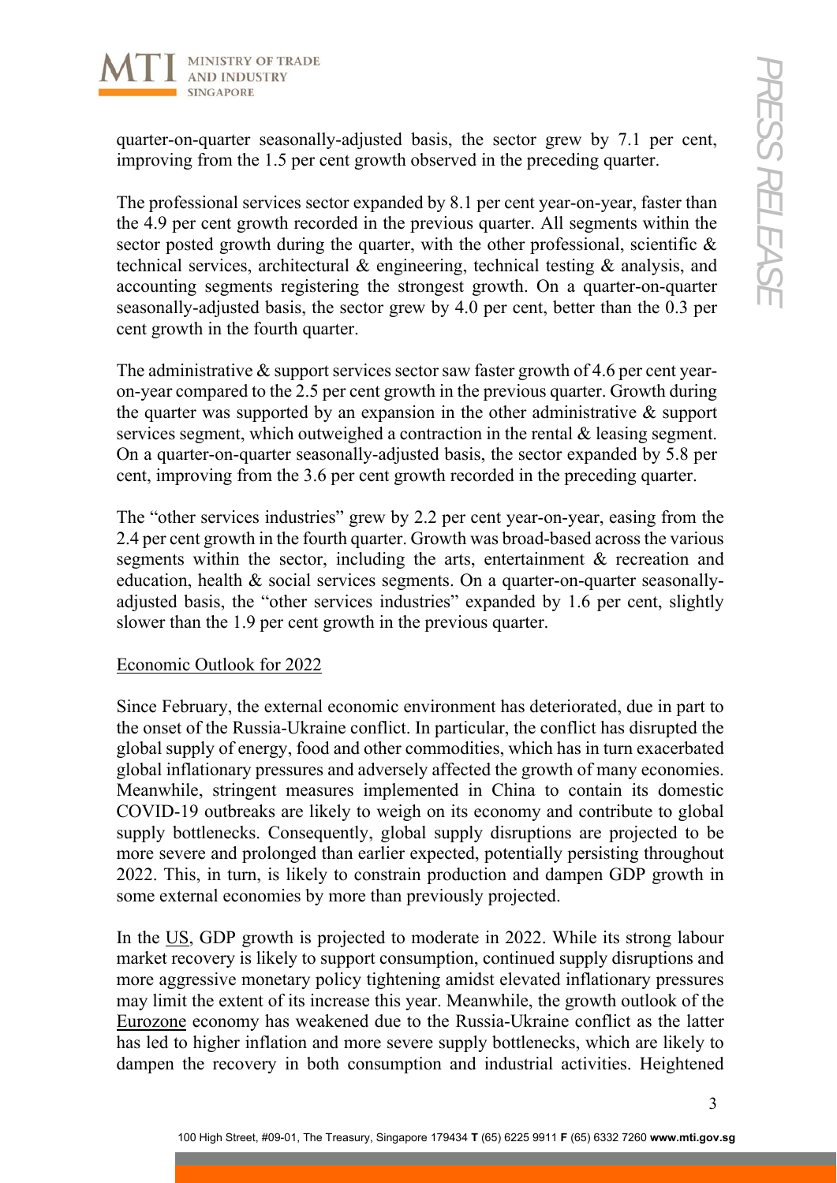quarter-on-quarter seasonally-adjusted basis, the sector grew by 7.1 per cent, improving from the 1.5 per cent growth observed in the preceding quarter.

The professional services sector expanded by 8.1 per cent year-on-year, faster than the 4.9 per cent growth recorded in the previous quarter. All segments within the sector posted growth during the quarter, with the other professional, scientific & technical services, architectural & engineering, technical testing & analysis, and accounting segments registering the strongest growth. On a quarter-on-quarter seasonally-adjusted basis, the sector grew by 4.0 per cent, better than the 0.3 per cent growth in the fourth quarter.

The administrative & support services sector saw faster growth of 4.6 per cent year-on-year compared to the 2.5 per cent growth in the previous quarter. Growth during the quarter was supported by an expansion in the other administrative & support services segment, which outweighed a contraction in the rental & leasing segment. On a quarter-on-quarter seasonally-adjusted basis, the sector expanded by 5.8 per cent, improving from the 3.6 per cent growth recorded in the preceding quarter.

The "other services industries" grew by 2.2 per cent year-on-year, easing from the 2.4 per cent growth in the fourth quarter. Growth was broad-based across the various segments within the sector, including the arts, entertainment & recreation and education, health & social services segments. On a quarter-on-quarter seasonally-adjusted basis, the "other services industries" expanded by 1.6 per cent, slightly slower than the 1.9 per cent growth in the previous quarter.

## Economic Outlook for 2022

Since February, the external economic environment has deteriorated, due in part to the onset of the Russia-Ukraine conflict. In particular, the conflict has disrupted the global supply of energy, food and other commodities, which has in turn exacerbated global inflationary pressures and adversely affected the growth of many economies. Meanwhile, stringent measures implemented in China to contain its domestic COVID-19 outbreaks are likely to weigh on its economy and contribute to global supply bottlenecks. Consequently, global supply disruptions are projected to be more severe and prolonged than earlier expected, potentially persisting throughout 2022. This, in turn, is likely to constrain production and dampen GDP growth in some external economies by more than previously projected.

In the US, GDP growth is projected to moderate in 2022. While its strong labour market recovery is likely to support consumption, continued supply disruptions and more aggressive monetary policy tightening amidst elevated inflationary pressures may limit the extent of its increase this year. Meanwhile, the growth outlook of the Eurozone economy has weakened due to the Russia-Ukraine conflict as the latter has led to higher inflation and more severe supply bottlenecks, which are likely to dampen the recovery in both consumption and industrial activities. Heightened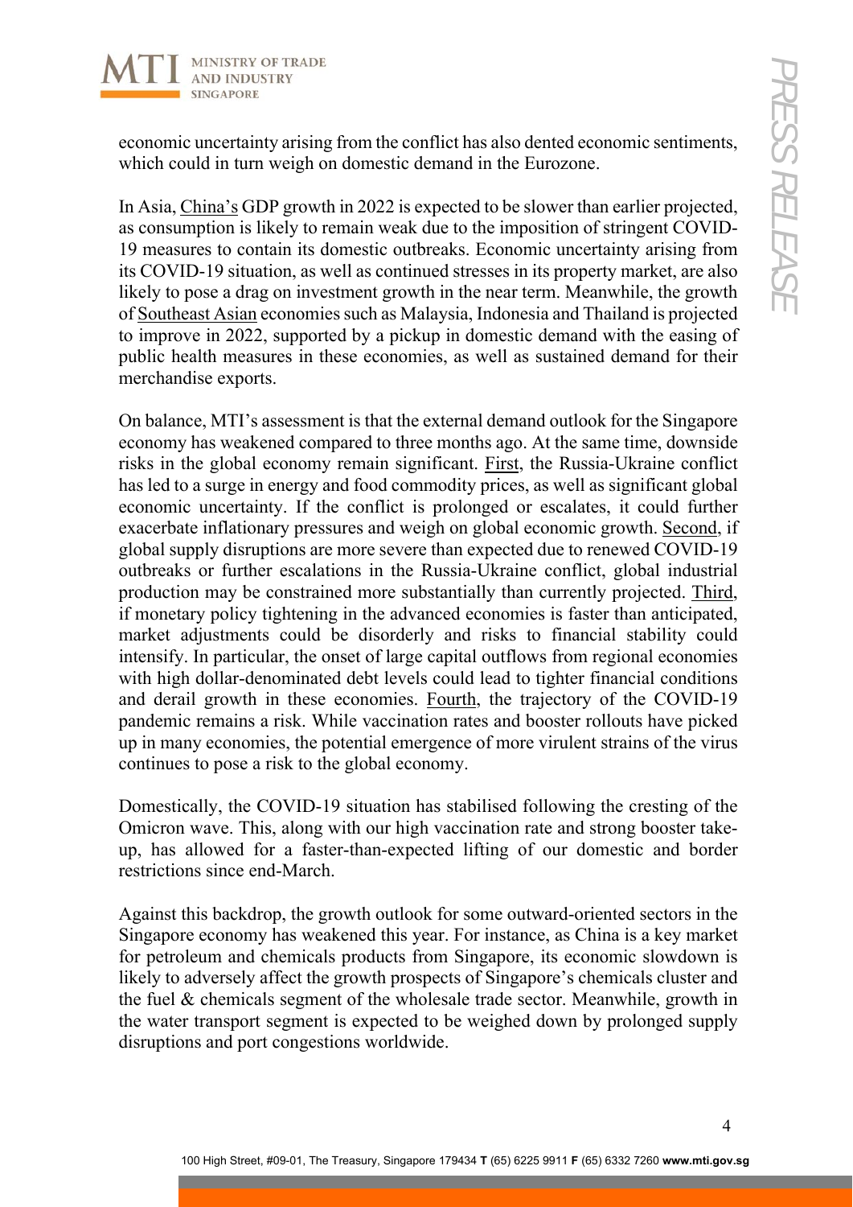economic uncertainty arising from the conflict has also dented economic sentiments, which could in turn weigh on domestic demand in the Eurozone.

In Asia, <u>China's</u> GDP growth in 2022 is expected to be slower than earlier projected, as consumption is likely to remain weak due to the imposition of stringent COVID-19 measures to contain its domestic outbreaks. Economic uncertainty arising from its COVID-19 situation, as well as continued stresses in its property market, are also likely to pose a drag on investment growth in the near term. Meanwhile, the growth of <u>Southeast Asian</u> economies such as Malaysia, Indonesia and Thailand is projected to improve in 2022, supported by a pickup in domestic demand with the easing of public health measures in these economies, as well as sustained demand for their merchandise exports.

On balance, MTI's assessment is that the external demand outlook for the Singapore economy has weakened compared to three months ago. At the same time, downside risks in the global economy remain significant. <u>First</u>, the Russia-Ukraine conflict has led to a surge in energy and food commodity prices, as well as significant global economic uncertainty. If the conflict is prolonged or escalates, it could further exacerbate inflationary pressures and weigh on global economic growth. <u>Second</u>, if global supply disruptions are more severe than expected due to renewed COVID-19 outbreaks or further escalations in the Russia-Ukraine conflict, global industrial production may be constrained more substantially than currently projected. <u>Third</u>, if monetary policy tightening in the advanced economies is faster than anticipated, market adjustments could be disorderly and risks to financial stability could intensify. In particular, the onset of large capital outflows from regional economies with high dollar-denominated debt levels could lead to tighter financial conditions and derail growth in these economies. <u>Fourth</u>, the trajectory of the COVID-19 pandemic remains a risk. While vaccination rates and booster rollouts have picked up in many economies, the potential emergence of more virulent strains of the virus continues to pose a risk to the global economy.

Domestically, the COVID-19 situation has stabilised following the cresting of the Omicron wave. This, along with our high vaccination rate and strong booster take-up, has allowed for a faster-than-expected lifting of our domestic and border restrictions since end-March.

Against this backdrop, the growth outlook for some outward-oriented sectors in the Singapore economy has weakened this year. For instance, as China is a key market for petroleum and chemicals products from Singapore, its economic slowdown is likely to adversely affect the growth prospects of Singapore's chemicals cluster and the fuel & chemicals segment of the wholesale trade sector. Meanwhile, growth in the water transport segment is expected to be weighed down by prolonged supply disruptions and port congestions worldwide.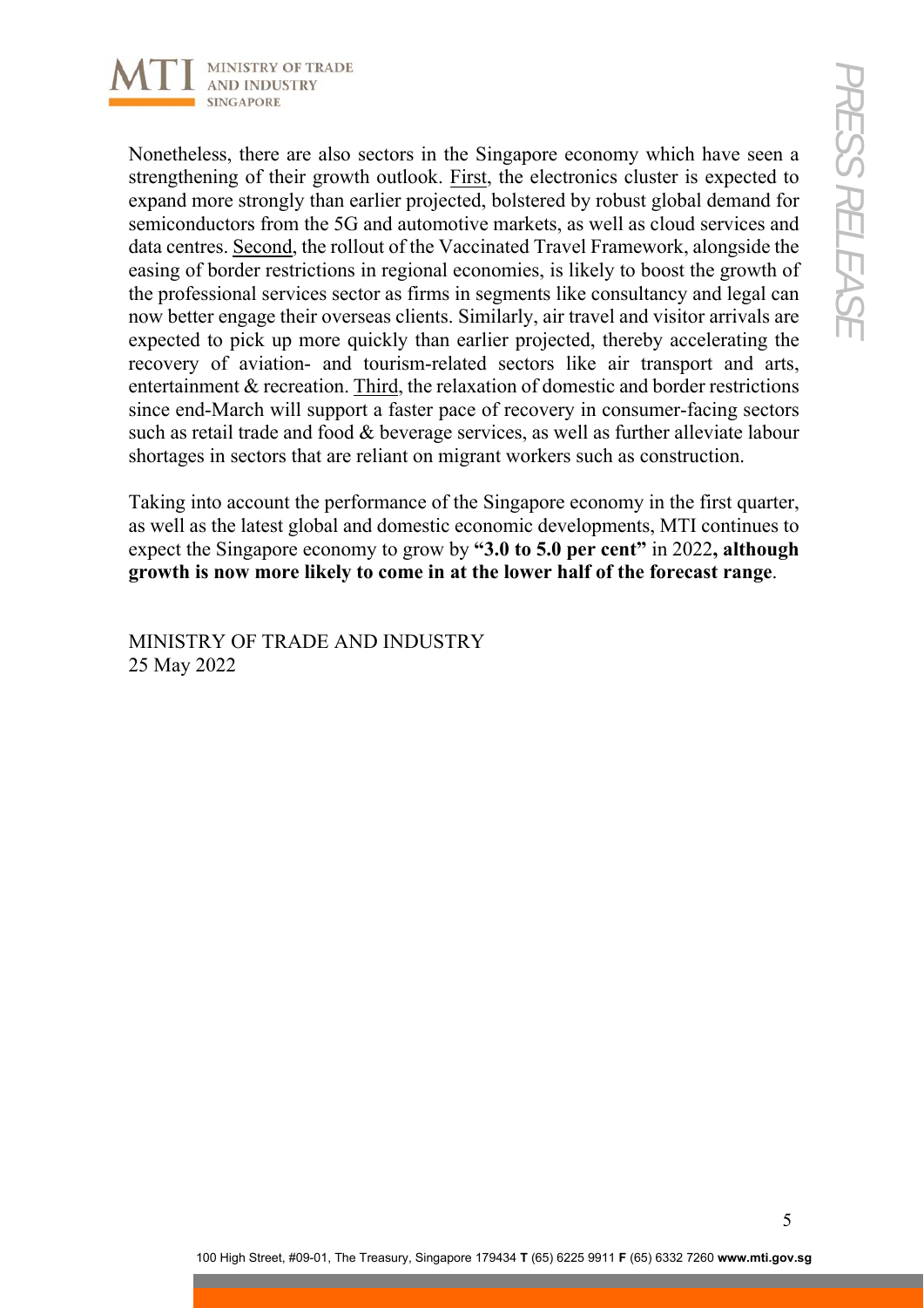Nonetheless, there are also sectors in the Singapore economy which have seen a strengthening of their growth outlook. First, the electronics cluster is expected to expand more strongly than earlier projected, bolstered by robust global demand for semiconductors from the 5G and automotive markets, as well as cloud services and data centres. Second, the rollout of the Vaccinated Travel Framework, alongside the easing of border restrictions in regional economies, is likely to boost the growth of the professional services sector as firms in segments like consultancy and legal can now better engage their overseas clients. Similarly, air travel and visitor arrivals are expected to pick up more quickly than earlier projected, thereby accelerating the recovery of aviation- and tourism-related sectors like air transport and arts, entertainment & recreation. Third, the relaxation of domestic and border restrictions since end-March will support a faster pace of recovery in consumer-facing sectors such as retail trade and food & beverage services, as well as further alleviate labour shortages in sectors that are reliant on migrant workers such as construction.

Taking into account the performance of the Singapore economy in the first quarter, as well as the latest global and domestic economic developments, MTI continues to expect the Singapore economy to grow by **"3.0 to 5.0 per cent"** in 2022**, although growth is now more likely to come in at the lower half of the forecast range**.

MINISTRY OF TRADE AND INDUSTRY
25 May 2022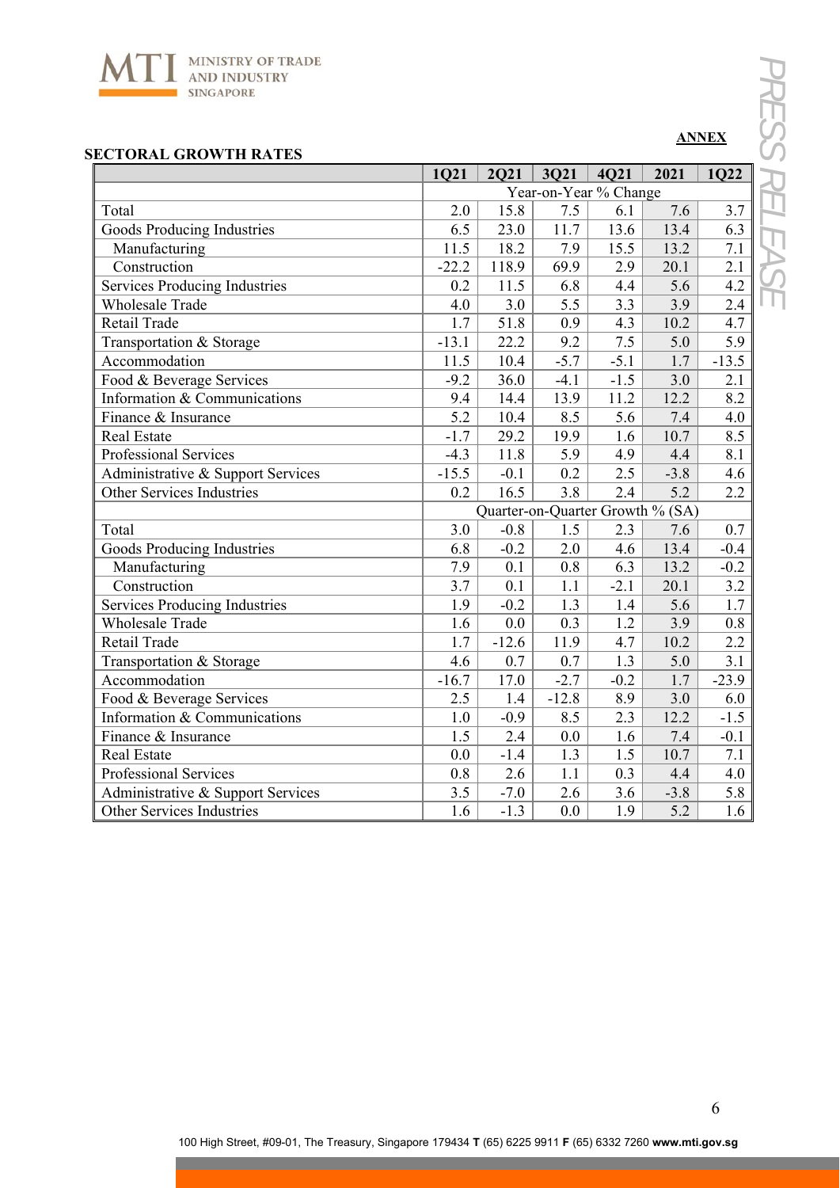**ANNEX**

## SECTORAL GROWTH RATES

| | 1Q21 | 2Q21 | 3Q21 | 4Q21 | 2021 | 1Q22 |
|---|---|---|---|---|---|---|
| | Year-on-Year % Change | | | | | |
| Total | 2.0 | 15.8 | 7.5 | 6.1 | 7.6 | 3.7 |
| Goods Producing Industries | 6.5 | 23.0 | 11.7 | 13.6 | 13.4 | 6.3 |
| Manufacturing | 11.5 | 18.2 | 7.9 | 15.5 | 13.2 | 7.1 |
| Construction | -22.2 | 118.9 | 69.9 | 2.9 | 20.1 | 2.1 |
| Services Producing Industries | 0.2 | 11.5 | 6.8 | 4.4 | 5.6 | 4.2 |
| Wholesale Trade | 4.0 | 3.0 | 5.5 | 3.3 | 3.9 | 2.4 |
| Retail Trade | 1.7 | 51.8 | 0.9 | 4.3 | 10.2 | 4.7 |
| Transportation & Storage | -13.1 | 22.2 | 9.2 | 7.5 | 5.0 | 5.9 |
| Accommodation | 11.5 | 10.4 | -5.7 | -5.1 | 1.7 | -13.5 |
| Food & Beverage Services | -9.2 | 36.0 | -4.1 | -1.5 | 3.0 | 2.1 |
| Information & Communications | 9.4 | 14.4 | 13.9 | 11.2 | 12.2 | 8.2 |
| Finance & Insurance | 5.2 | 10.4 | 8.5 | 5.6 | 7.4 | 4.0 |
| Real Estate | -1.7 | 29.2 | 19.9 | 1.6 | 10.7 | 8.5 |
| Professional Services | -4.3 | 11.8 | 5.9 | 4.9 | 4.4 | 8.1 |
| Administrative & Support Services | -15.5 | -0.1 | 0.2 | 2.5 | -3.8 | 4.6 |
| Other Services Industries | 0.2 | 16.5 | 3.8 | 2.4 | 5.2 | 2.2 |
| | Quarter-on-Quarter Growth % (SA) | | | | | |
| Total | 3.0 | -0.8 | 1.5 | 2.3 | 7.6 | 0.7 |
| Goods Producing Industries | 6.8 | -0.2 | 2.0 | 4.6 | 13.4 | -0.4 |
| Manufacturing | 7.9 | 0.1 | 0.8 | 6.3 | 13.2 | -0.2 |
| Construction | 3.7 | 0.1 | 1.1 | -2.1 | 20.1 | 3.2 |
| Services Producing Industries | 1.9 | -0.2 | 1.3 | 1.4 | 5.6 | 1.7 |
| Wholesale Trade | 1.6 | 0.0 | 0.3 | 1.2 | 3.9 | 0.8 |
| Retail Trade | 1.7 | -12.6 | 11.9 | 4.7 | 10.2 | 2.2 |
| Transportation & Storage | 4.6 | 0.7 | 0.7 | 1.3 | 5.0 | 3.1 |
| Accommodation | -16.7 | 17.0 | -2.7 | -0.2 | 1.7 | -23.9 |
| Food & Beverage Services | 2.5 | 1.4 | -12.8 | 8.9 | 3.0 | 6.0 |
| Information & Communications | 1.0 | -0.9 | 8.5 | 2.3 | 12.2 | -1.5 |
| Finance & Insurance | 1.5 | 2.4 | 0.0 | 1.6 | 7.4 | -0.1 |
| Real Estate | 0.0 | -1.4 | 1.3 | 1.5 | 10.7 | 7.1 |
| Professional Services | 0.8 | 2.6 | 1.1 | 0.3 | 4.4 | 4.0 |
| Administrative & Support Services | 3.5 | -7.0 | 2.6 | 3.6 | -3.8 | 5.8 |
| Other Services Industries | 1.6 | -1.3 | 0.0 | 1.9 | 5.2 | 1.6 |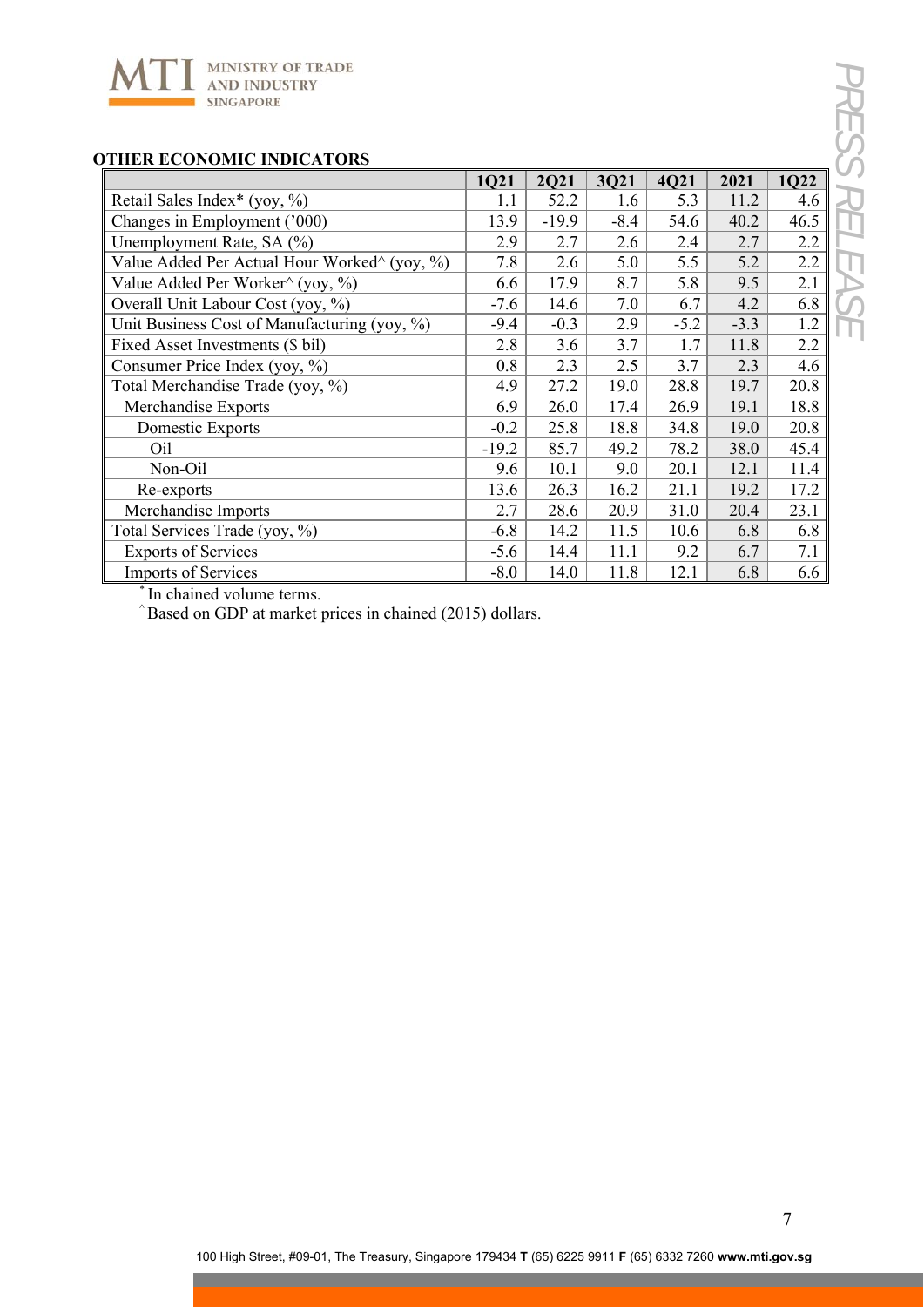## OTHER ECONOMIC INDICATORS

| | 1Q21 | 2Q21 | 3Q21 | 4Q21 | 2021 | 1Q22 |
|---|---|---|---|---|---|---|
| Retail Sales Index* (yoy, %) | 1.1 | 52.2 | 1.6 | 5.3 | 11.2 | 4.6 |
| Changes in Employment ('000) | 13.9 | -19.9 | -8.4 | 54.6 | 40.2 | 46.5 |
| Unemployment Rate, SA (%) | 2.9 | 2.7 | 2.6 | 2.4 | 2.7 | 2.2 |
| Value Added Per Actual Hour Worked^ (yoy, %) | 7.8 | 2.6 | 5.0 | 5.5 | 5.2 | 2.2 |
| Value Added Per Worker^ (yoy, %) | 6.6 | 17.9 | 8.7 | 5.8 | 9.5 | 2.1 |
| Overall Unit Labour Cost (yoy, %) | -7.6 | 14.6 | 7.0 | 6.7 | 4.2 | 6.8 |
| Unit Business Cost of Manufacturing (yoy, %) | -9.4 | -0.3 | 2.9 | -5.2 | -3.3 | 1.2 |
| Fixed Asset Investments ($ bil) | 2.8 | 3.6 | 3.7 | 1.7 | 11.8 | 2.2 |
| Consumer Price Index (yoy, %) | 0.8 | 2.3 | 2.5 | 3.7 | 2.3 | 4.6 |
| Total Merchandise Trade (yoy, %) | 4.9 | 27.2 | 19.0 | 28.8 | 19.7 | 20.8 |
| Merchandise Exports | 6.9 | 26.0 | 17.4 | 26.9 | 19.1 | 18.8 |
| Domestic Exports | -0.2 | 25.8 | 18.8 | 34.8 | 19.0 | 20.8 |
| Oil | -19.2 | 85.7 | 49.2 | 78.2 | 38.0 | 45.4 |
| Non-Oil | 9.6 | 10.1 | 9.0 | 20.1 | 12.1 | 11.4 |
| Re-exports | 13.6 | 26.3 | 16.2 | 21.1 | 19.2 | 17.2 |
| Merchandise Imports | 2.7 | 28.6 | 20.9 | 31.0 | 20.4 | 23.1 |
| Total Services Trade (yoy, %) | -6.8 | 14.2 | 11.5 | 10.6 | 6.8 | 6.8 |
| Exports of Services | -5.6 | 14.4 | 11.1 | 9.2 | 6.7 | 7.1 |
| Imports of Services | -8.0 | 14.0 | 11.8 | 12.1 | 6.8 | 6.6 |

* In chained volume terms.

^ Based on GDP at market prices in chained (2015) dollars.